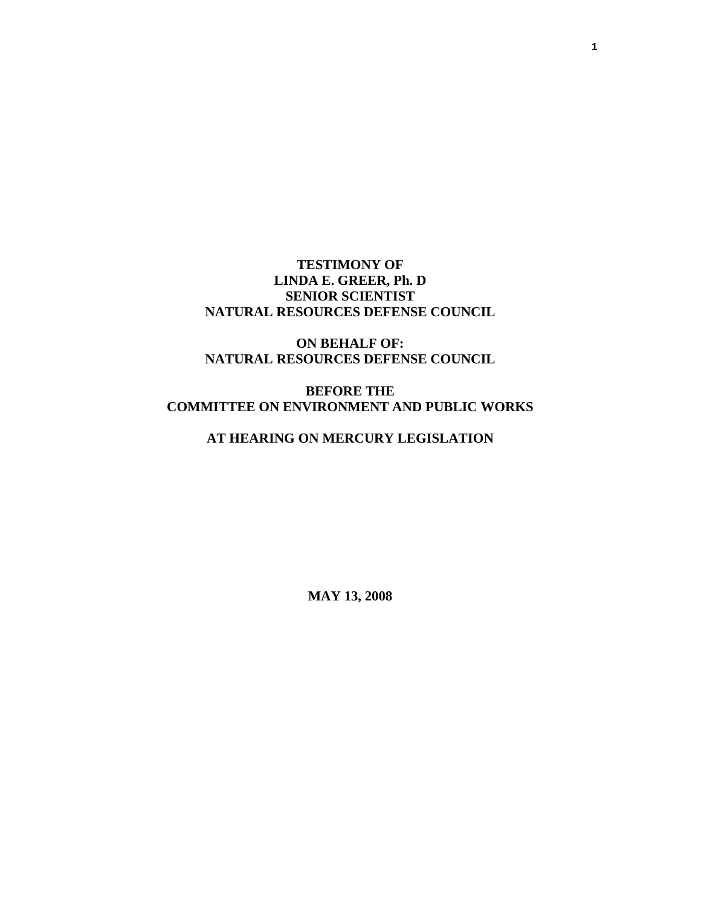**TESTIMONY OF**
**LINDA E. GREER, Ph. D**
**SENIOR SCIENTIST**
**NATURAL RESOURCES DEFENSE COUNCIL**

**ON BEHALF OF:**
**NATURAL RESOURCES DEFENSE COUNCIL**

**BEFORE THE**
**COMMITTEE ON ENVIRONMENT AND PUBLIC WORKS**

**AT HEARING ON MERCURY LEGISLATION**

**MAY 13, 2008**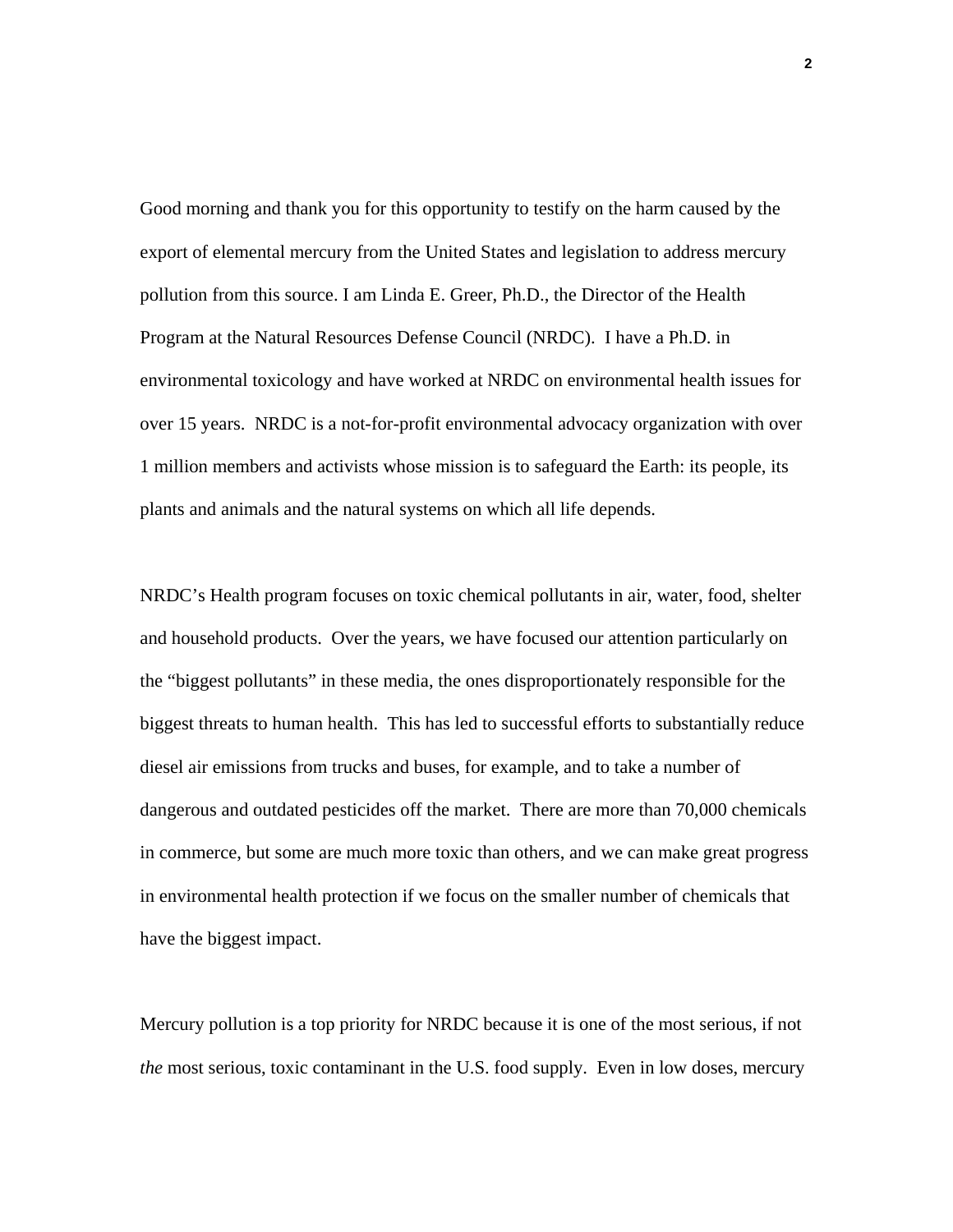Good morning and thank you for this opportunity to testify on the harm caused by the export of elemental mercury from the United States and legislation to address mercury pollution from this source. I am Linda E. Greer, Ph.D., the Director of the Health Program at the Natural Resources Defense Council (NRDC). I have a Ph.D. in environmental toxicology and have worked at NRDC on environmental health issues for over 15 years. NRDC is a not-for-profit environmental advocacy organization with over 1 million members and activists whose mission is to safeguard the Earth: its people, its plants and animals and the natural systems on which all life depends.

NRDC's Health program focuses on toxic chemical pollutants in air, water, food, shelter and household products. Over the years, we have focused our attention particularly on the "biggest pollutants" in these media, the ones disproportionately responsible for the biggest threats to human health. This has led to successful efforts to substantially reduce diesel air emissions from trucks and buses, for example, and to take a number of dangerous and outdated pesticides off the market. There are more than 70,000 chemicals in commerce, but some are much more toxic than others, and we can make great progress in environmental health protection if we focus on the smaller number of chemicals that have the biggest impact.

Mercury pollution is a top priority for NRDC because it is one of the most serious, if not *the* most serious, toxic contaminant in the U.S. food supply. Even in low doses, mercury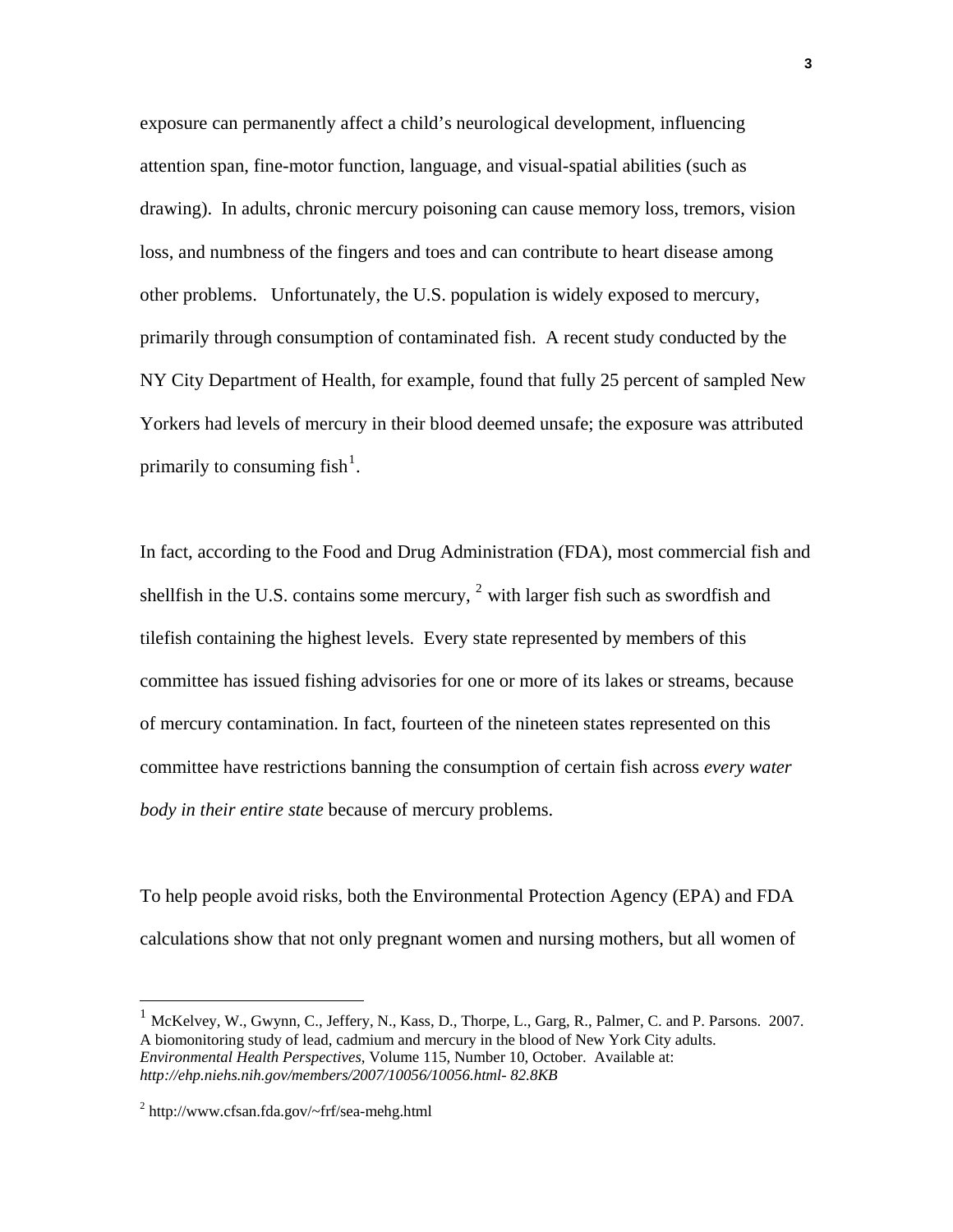exposure can permanently affect a child's neurological development, influencing attention span, fine-motor function, language, and visual-spatial abilities (such as drawing). In adults, chronic mercury poisoning can cause memory loss, tremors, vision loss, and numbness of the fingers and toes and can contribute to heart disease among other problems. Unfortunately, the U.S. population is widely exposed to mercury, primarily through consumption of contaminated fish. A recent study conducted by the NY City Department of Health, for example, found that fully 25 percent of sampled New Yorkers had levels of mercury in their blood deemed unsafe; the exposure was attributed primarily to consuming fish[1].

In fact, according to the Food and Drug Administration (FDA), most commercial fish and shellfish in the U.S. contains some mercury, [2] with larger fish such as swordfish and tilefish containing the highest levels. Every state represented by members of this committee has issued fishing advisories for one or more of its lakes or streams, because of mercury contamination. In fact, fourteen of the nineteen states represented on this committee have restrictions banning the consumption of certain fish across *every water body in their entire state* because of mercury problems.

To help people avoid risks, both the Environmental Protection Agency (EPA) and FDA calculations show that not only pregnant women and nursing mothers, but all women of

---

[1] McKelvey, W., Gwynn, C., Jeffery, N., Kass, D., Thorpe, L., Garg, R., Palmer, C. and P. Parsons. 2007. A biomonitoring study of lead, cadmium and mercury in the blood of New York City adults. *Environmental Health Perspectives*, Volume 115, Number 10, October. Available at: *http://ehp.niehs.nih.gov/members/2007/10056/10056.html- 82.8KB*

[2] http://www.cfsan.fda.gov/~frf/sea-mehg.html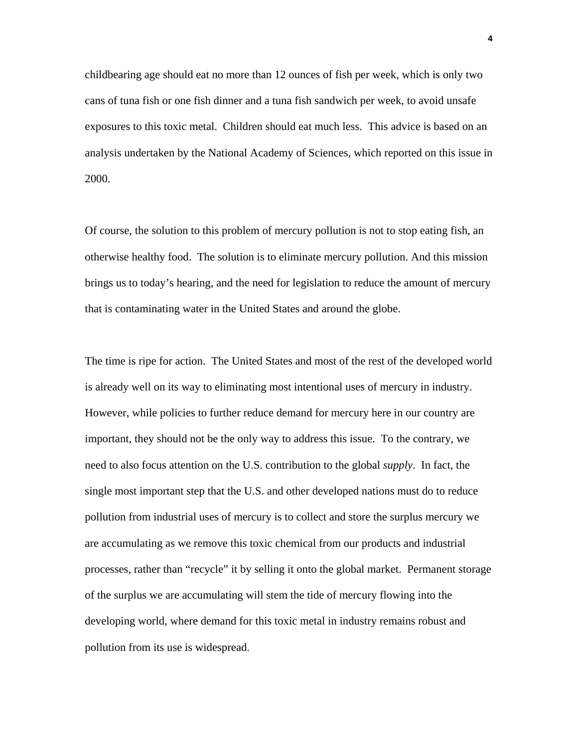childbearing age should eat no more than 12 ounces of fish per week, which is only two cans of tuna fish or one fish dinner and a tuna fish sandwich per week, to avoid unsafe exposures to this toxic metal. Children should eat much less. This advice is based on an analysis undertaken by the National Academy of Sciences, which reported on this issue in 2000.

Of course, the solution to this problem of mercury pollution is not to stop eating fish, an otherwise healthy food. The solution is to eliminate mercury pollution. And this mission brings us to today's hearing, and the need for legislation to reduce the amount of mercury that is contaminating water in the United States and around the globe.

The time is ripe for action. The United States and most of the rest of the developed world is already well on its way to eliminating most intentional uses of mercury in industry. However, while policies to further reduce demand for mercury here in our country are important, they should not be the only way to address this issue. To the contrary, we need to also focus attention on the U.S. contribution to the global *supply*. In fact, the single most important step that the U.S. and other developed nations must do to reduce pollution from industrial uses of mercury is to collect and store the surplus mercury we are accumulating as we remove this toxic chemical from our products and industrial processes, rather than "recycle" it by selling it onto the global market. Permanent storage of the surplus we are accumulating will stem the tide of mercury flowing into the developing world, where demand for this toxic metal in industry remains robust and pollution from its use is widespread.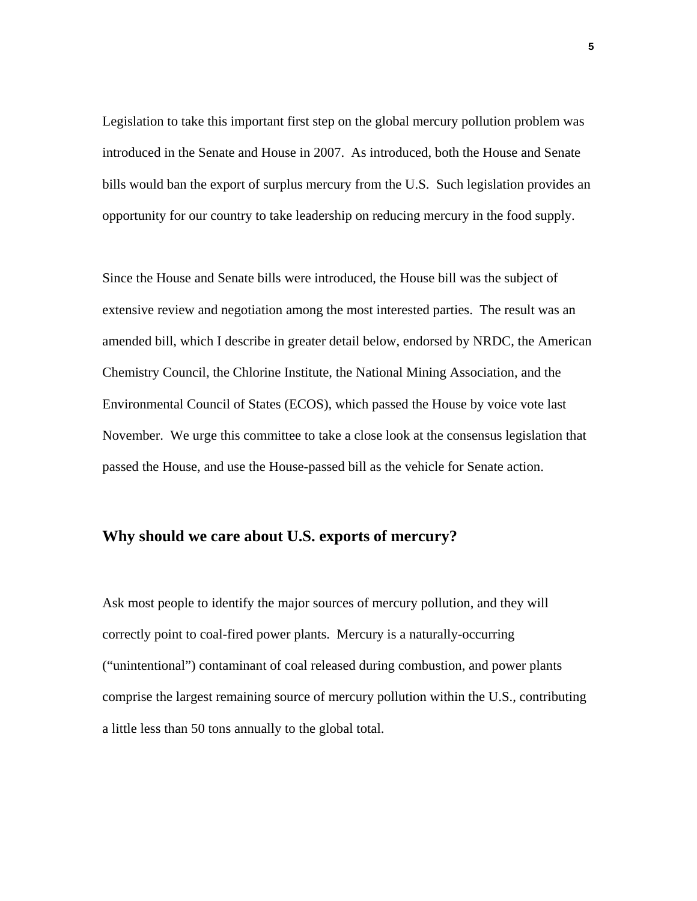Legislation to take this important first step on the global mercury pollution problem was introduced in the Senate and House in 2007. As introduced, both the House and Senate bills would ban the export of surplus mercury from the U.S. Such legislation provides an opportunity for our country to take leadership on reducing mercury in the food supply.

Since the House and Senate bills were introduced, the House bill was the subject of extensive review and negotiation among the most interested parties. The result was an amended bill, which I describe in greater detail below, endorsed by NRDC, the American Chemistry Council, the Chlorine Institute, the National Mining Association, and the Environmental Council of States (ECOS), which passed the House by voice vote last November. We urge this committee to take a close look at the consensus legislation that passed the House, and use the House-passed bill as the vehicle for Senate action.

## Why should we care about U.S. exports of mercury?

Ask most people to identify the major sources of mercury pollution, and they will correctly point to coal-fired power plants. Mercury is a naturally-occurring ("unintentional") contaminant of coal released during combustion, and power plants comprise the largest remaining source of mercury pollution within the U.S., contributing a little less than 50 tons annually to the global total.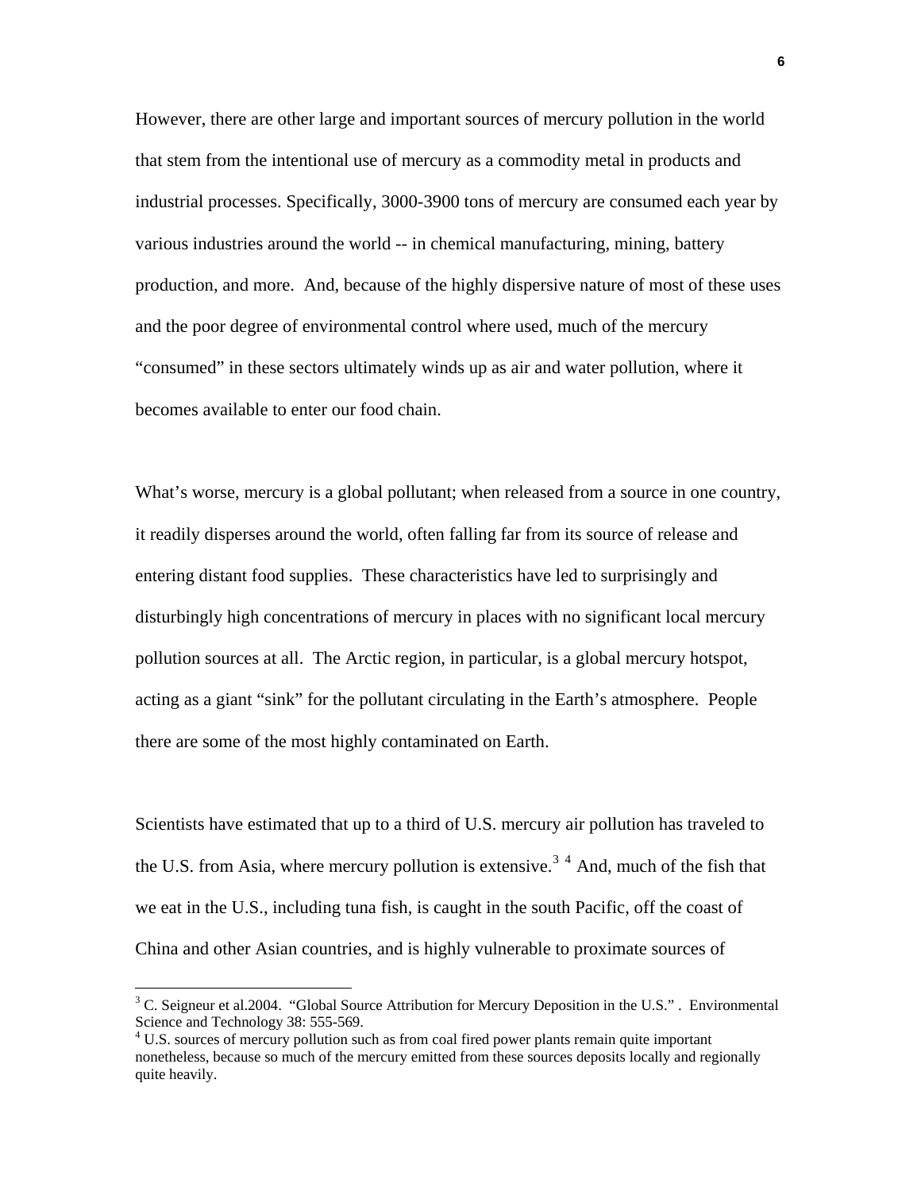However, there are other large and important sources of mercury pollution in the world that stem from the intentional use of mercury as a commodity metal in products and industrial processes. Specifically, 3000-3900 tons of mercury are consumed each year by various industries around the world -- in chemical manufacturing, mining, battery production, and more. And, because of the highly dispersive nature of most of these uses and the poor degree of environmental control where used, much of the mercury "consumed" in these sectors ultimately winds up as air and water pollution, where it becomes available to enter our food chain.

What's worse, mercury is a global pollutant; when released from a source in one country, it readily disperses around the world, often falling far from its source of release and entering distant food supplies. These characteristics have led to surprisingly and disturbingly high concentrations of mercury in places with no significant local mercury pollution sources at all. The Arctic region, in particular, is a global mercury hotspot, acting as a giant "sink" for the pollutant circulating in the Earth's atmosphere. People there are some of the most highly contaminated on Earth.

Scientists have estimated that up to a third of U.S. mercury air pollution has traveled to the U.S. from Asia, where mercury pollution is extensive.[3] [4] And, much of the fish that we eat in the U.S., including tuna fish, is caught in the south Pacific, off the coast of China and other Asian countries, and is highly vulnerable to proximate sources of

---

[3] C. Seigneur et al.2004. "Global Source Attribution for Mercury Deposition in the U.S." . Environmental Science and Technology 38: 555-569.

[4] U.S. sources of mercury pollution such as from coal fired power plants remain quite important nonetheless, because so much of the mercury emitted from these sources deposits locally and regionally quite heavily.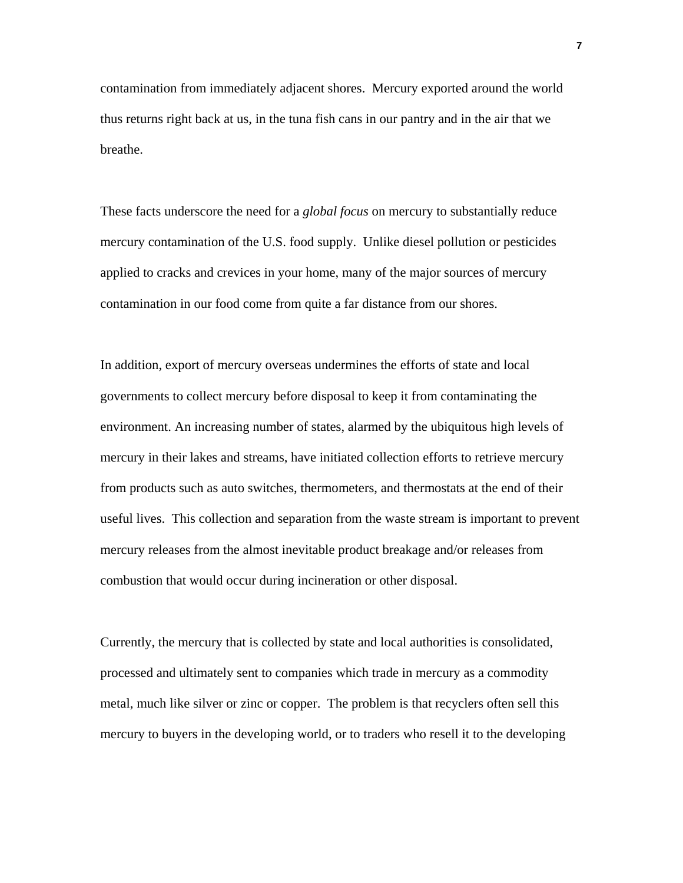contamination from immediately adjacent shores. Mercury exported around the world thus returns right back at us, in the tuna fish cans in our pantry and in the air that we breathe.

These facts underscore the need for a *global focus* on mercury to substantially reduce mercury contamination of the U.S. food supply. Unlike diesel pollution or pesticides applied to cracks and crevices in your home, many of the major sources of mercury contamination in our food come from quite a far distance from our shores.

In addition, export of mercury overseas undermines the efforts of state and local governments to collect mercury before disposal to keep it from contaminating the environment. An increasing number of states, alarmed by the ubiquitous high levels of mercury in their lakes and streams, have initiated collection efforts to retrieve mercury from products such as auto switches, thermometers, and thermostats at the end of their useful lives. This collection and separation from the waste stream is important to prevent mercury releases from the almost inevitable product breakage and/or releases from combustion that would occur during incineration or other disposal.

Currently, the mercury that is collected by state and local authorities is consolidated, processed and ultimately sent to companies which trade in mercury as a commodity metal, much like silver or zinc or copper. The problem is that recyclers often sell this mercury to buyers in the developing world, or to traders who resell it to the developing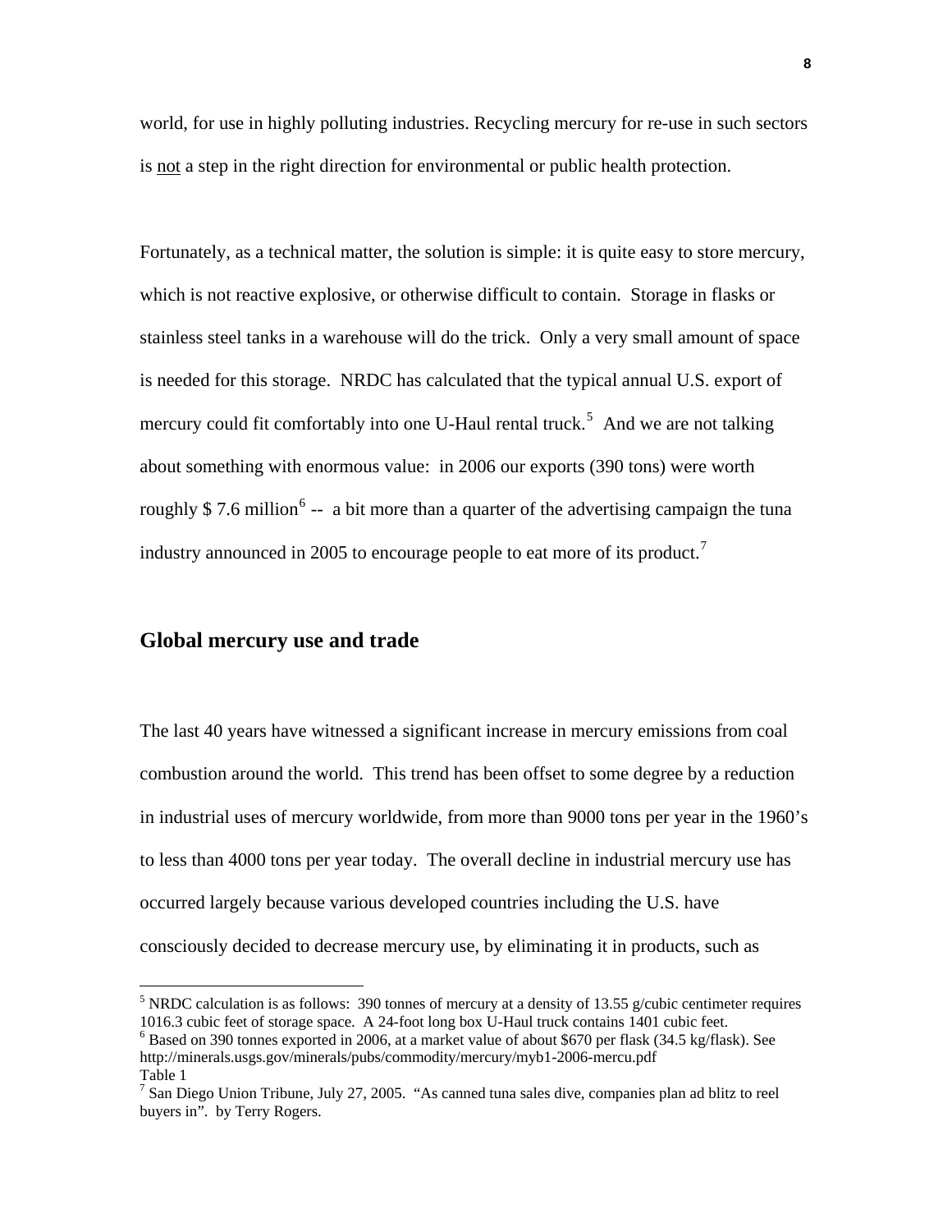world, for use in highly polluting industries. Recycling mercury for re-use in such sectors is not a step in the right direction for environmental or public health protection.

Fortunately, as a technical matter, the solution is simple: it is quite easy to store mercury, which is not reactive explosive, or otherwise difficult to contain. Storage in flasks or stainless steel tanks in a warehouse will do the trick. Only a very small amount of space is needed for this storage. NRDC has calculated that the typical annual U.S. export of mercury could fit comfortably into one U-Haul rental truck.[5] And we are not talking about something with enormous value: in 2006 our exports (390 tons) were worth roughly $ 7.6 million[6] -- a bit more than a quarter of the advertising campaign the tuna industry announced in 2005 to encourage people to eat more of its product.[7]

## Global mercury use and trade

The last 40 years have witnessed a significant increase in mercury emissions from coal combustion around the world. This trend has been offset to some degree by a reduction in industrial uses of mercury worldwide, from more than 9000 tons per year in the 1960's to less than 4000 tons per year today. The overall decline in industrial mercury use has occurred largely because various developed countries including the U.S. have consciously decided to decrease mercury use, by eliminating it in products, such as

---

[5] NRDC calculation is as follows: 390 tonnes of mercury at a density of 13.55 g/cubic centimeter requires 1016.3 cubic feet of storage space. A 24-foot long box U-Haul truck contains 1401 cubic feet.

[6] Based on 390 tonnes exported in 2006, at a market value of about $670 per flask (34.5 kg/flask). See http://minerals.usgs.gov/minerals/pubs/commodity/mercury/myb1-2006-mercu.pdf Table 1

[7] San Diego Union Tribune, July 27, 2005. "As canned tuna sales dive, companies plan ad blitz to reel buyers in". by Terry Rogers.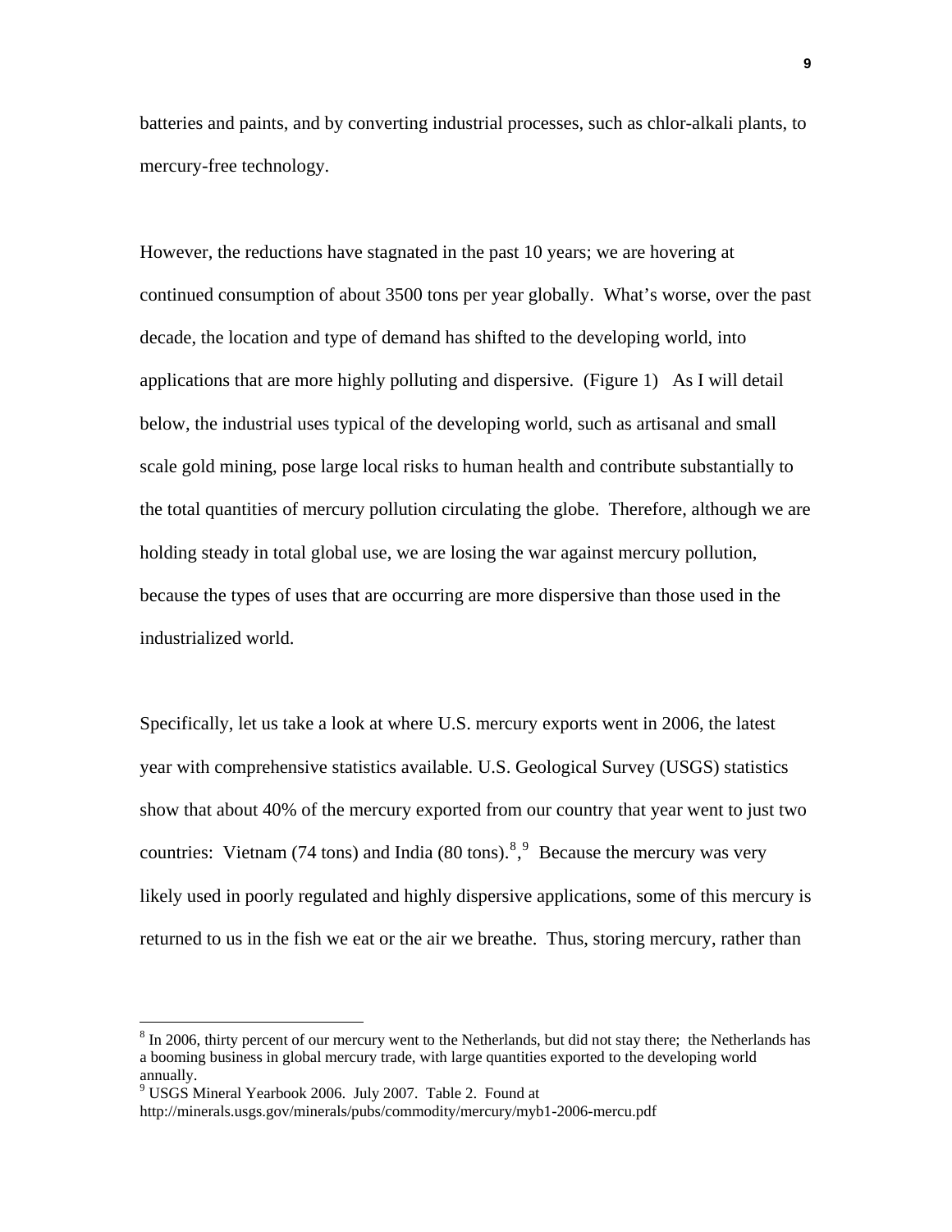batteries and paints, and by converting industrial processes, such as chlor-alkali plants, to mercury-free technology.

However, the reductions have stagnated in the past 10 years; we are hovering at continued consumption of about 3500 tons per year globally. What's worse, over the past decade, the location and type of demand has shifted to the developing world, into applications that are more highly polluting and dispersive. (Figure 1) As I will detail below, the industrial uses typical of the developing world, such as artisanal and small scale gold mining, pose large local risks to human health and contribute substantially to the total quantities of mercury pollution circulating the globe. Therefore, although we are holding steady in total global use, we are losing the war against mercury pollution, because the types of uses that are occurring are more dispersive than those used in the industrialized world.

Specifically, let us take a look at where U.S. mercury exports went in 2006, the latest year with comprehensive statistics available. U.S. Geological Survey (USGS) statistics show that about 40% of the mercury exported from our country that year went to just two countries: Vietnam (74 tons) and India (80 tons).[8],[9] Because the mercury was very likely used in poorly regulated and highly dispersive applications, some of this mercury is returned to us in the fish we eat or the air we breathe. Thus, storing mercury, rather than

---

[8] In 2006, thirty percent of our mercury went to the Netherlands, but did not stay there; the Netherlands has a booming business in global mercury trade, with large quantities exported to the developing world annually.

[9] USGS Mineral Yearbook 2006. July 2007. Table 2. Found at http://minerals.usgs.gov/minerals/pubs/commodity/mercury/myb1-2006-mercu.pdf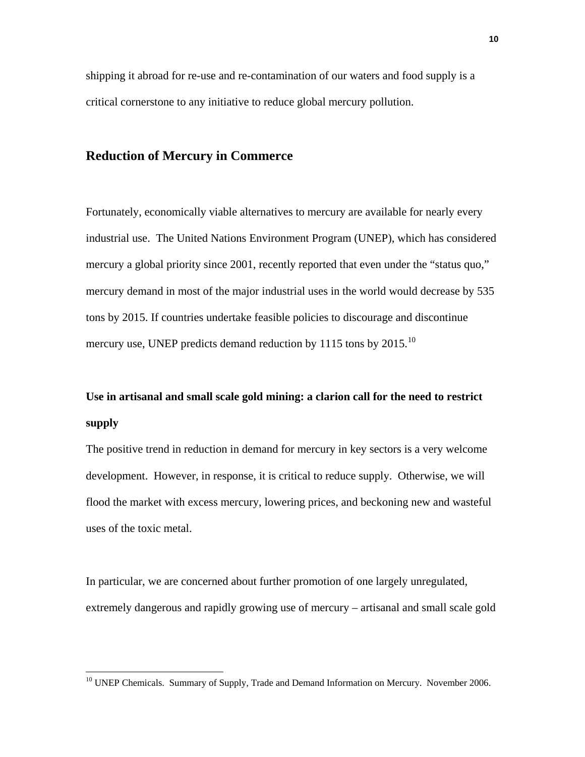shipping it abroad for re-use and re-contamination of our waters and food supply is a critical cornerstone to any initiative to reduce global mercury pollution.

## Reduction of Mercury in Commerce

Fortunately, economically viable alternatives to mercury are available for nearly every industrial use. The United Nations Environment Program (UNEP), which has considered mercury a global priority since 2001, recently reported that even under the "status quo," mercury demand in most of the major industrial uses in the world would decrease by 535 tons by 2015. If countries undertake feasible policies to discourage and discontinue mercury use, UNEP predicts demand reduction by 1115 tons by 2015.[10]

### Use in artisanal and small scale gold mining: a clarion call for the need to restrict supply

The positive trend in reduction in demand for mercury in key sectors is a very welcome development. However, in response, it is critical to reduce supply. Otherwise, we will flood the market with excess mercury, lowering prices, and beckoning new and wasteful uses of the toxic metal.

In particular, we are concerned about further promotion of one largely unregulated, extremely dangerous and rapidly growing use of mercury – artisanal and small scale gold

[10] UNEP Chemicals. Summary of Supply, Trade and Demand Information on Mercury. November 2006.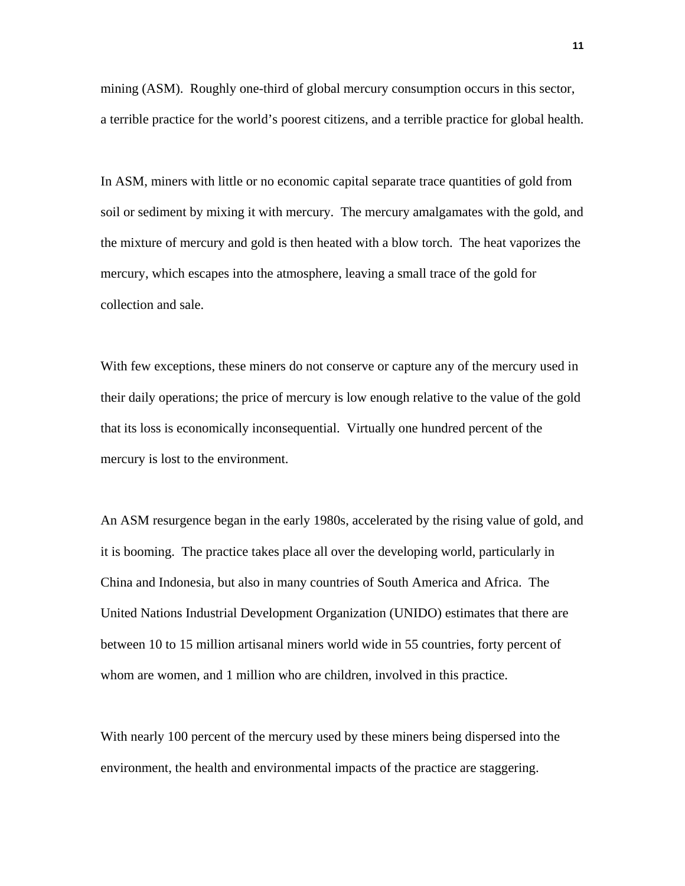mining (ASM). Roughly one-third of global mercury consumption occurs in this sector, a terrible practice for the world's poorest citizens, and a terrible practice for global health.

In ASM, miners with little or no economic capital separate trace quantities of gold from soil or sediment by mixing it with mercury. The mercury amalgamates with the gold, and the mixture of mercury and gold is then heated with a blow torch. The heat vaporizes the mercury, which escapes into the atmosphere, leaving a small trace of the gold for collection and sale.

With few exceptions, these miners do not conserve or capture any of the mercury used in their daily operations; the price of mercury is low enough relative to the value of the gold that its loss is economically inconsequential. Virtually one hundred percent of the mercury is lost to the environment.

An ASM resurgence began in the early 1980s, accelerated by the rising value of gold, and it is booming. The practice takes place all over the developing world, particularly in China and Indonesia, but also in many countries of South America and Africa. The United Nations Industrial Development Organization (UNIDO) estimates that there are between 10 to 15 million artisanal miners world wide in 55 countries, forty percent of whom are women, and 1 million who are children, involved in this practice.

With nearly 100 percent of the mercury used by these miners being dispersed into the environment, the health and environmental impacts of the practice are staggering.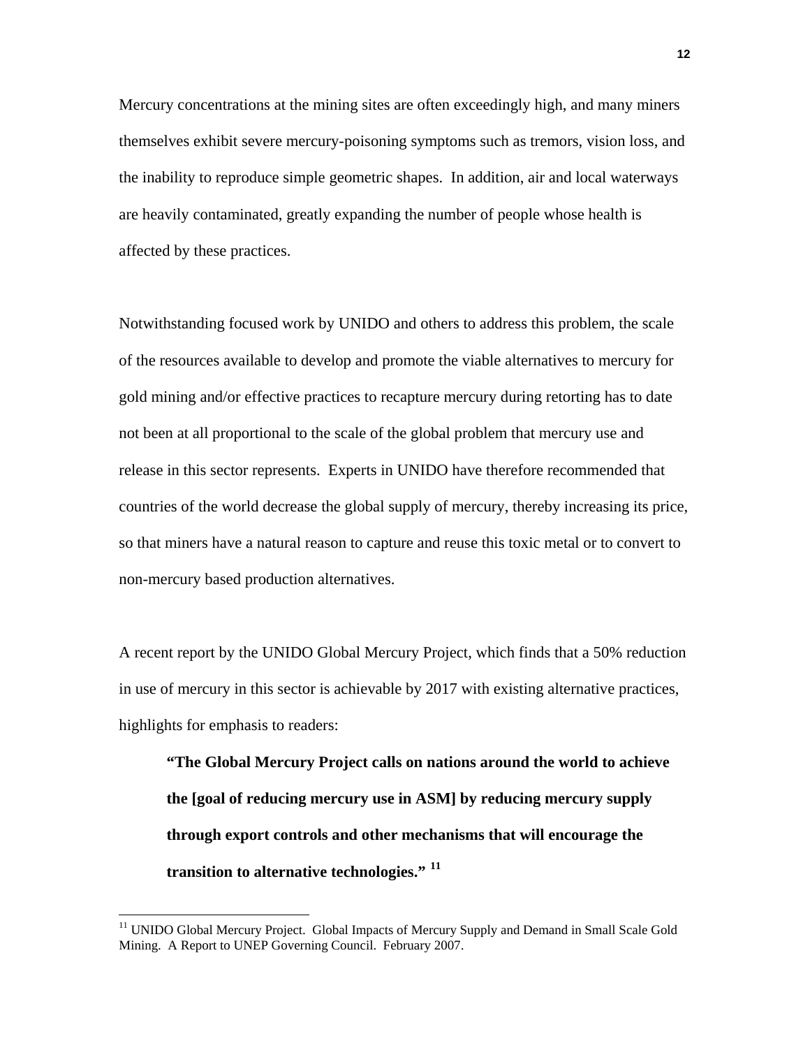Mercury concentrations at the mining sites are often exceedingly high, and many miners themselves exhibit severe mercury-poisoning symptoms such as tremors, vision loss, and the inability to reproduce simple geometric shapes. In addition, air and local waterways are heavily contaminated, greatly expanding the number of people whose health is affected by these practices.

Notwithstanding focused work by UNIDO and others to address this problem, the scale of the resources available to develop and promote the viable alternatives to mercury for gold mining and/or effective practices to recapture mercury during retorting has to date not been at all proportional to the scale of the global problem that mercury use and release in this sector represents. Experts in UNIDO have therefore recommended that countries of the world decrease the global supply of mercury, thereby increasing its price, so that miners have a natural reason to capture and reuse this toxic metal or to convert to non-mercury based production alternatives.

A recent report by the UNIDO Global Mercury Project, which finds that a 50% reduction in use of mercury in this sector is achievable by 2017 with existing alternative practices, highlights for emphasis to readers:

> **"The Global Mercury Project calls on nations around the world to achieve the [goal of reducing mercury use in ASM] by reducing mercury supply through export controls and other mechanisms that will encourage the transition to alternative technologies."** [11]

---

[11] UNIDO Global Mercury Project. Global Impacts of Mercury Supply and Demand in Small Scale Gold Mining. A Report to UNEP Governing Council. February 2007.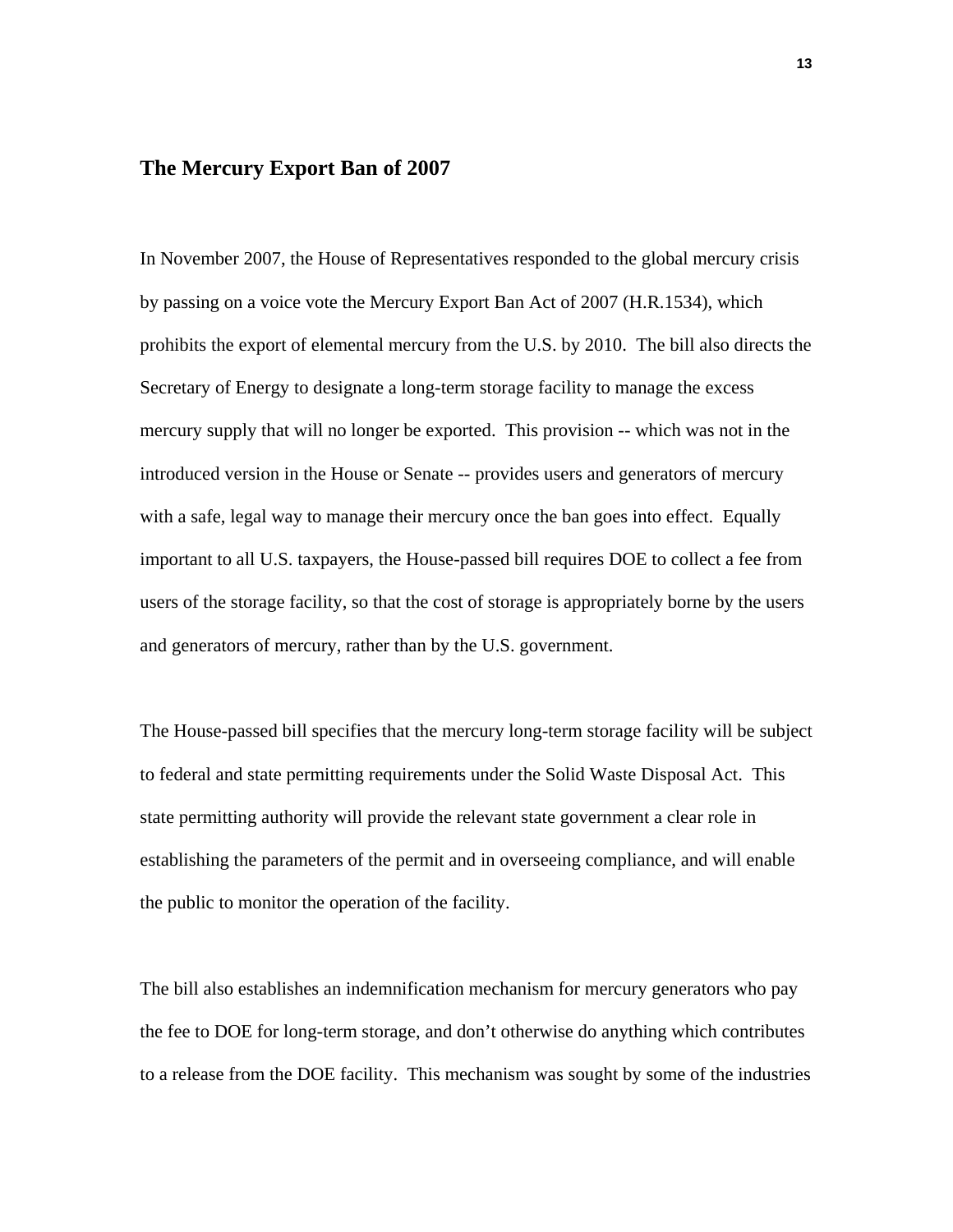## The Mercury Export Ban of 2007

In November 2007, the House of Representatives responded to the global mercury crisis by passing on a voice vote the Mercury Export Ban Act of 2007 (H.R.1534), which prohibits the export of elemental mercury from the U.S. by 2010. The bill also directs the Secretary of Energy to designate a long-term storage facility to manage the excess mercury supply that will no longer be exported. This provision -- which was not in the introduced version in the House or Senate -- provides users and generators of mercury with a safe, legal way to manage their mercury once the ban goes into effect. Equally important to all U.S. taxpayers, the House-passed bill requires DOE to collect a fee from users of the storage facility, so that the cost of storage is appropriately borne by the users and generators of mercury, rather than by the U.S. government.

The House-passed bill specifies that the mercury long-term storage facility will be subject to federal and state permitting requirements under the Solid Waste Disposal Act. This state permitting authority will provide the relevant state government a clear role in establishing the parameters of the permit and in overseeing compliance, and will enable the public to monitor the operation of the facility.

The bill also establishes an indemnification mechanism for mercury generators who pay the fee to DOE for long-term storage, and don't otherwise do anything which contributes to a release from the DOE facility. This mechanism was sought by some of the industries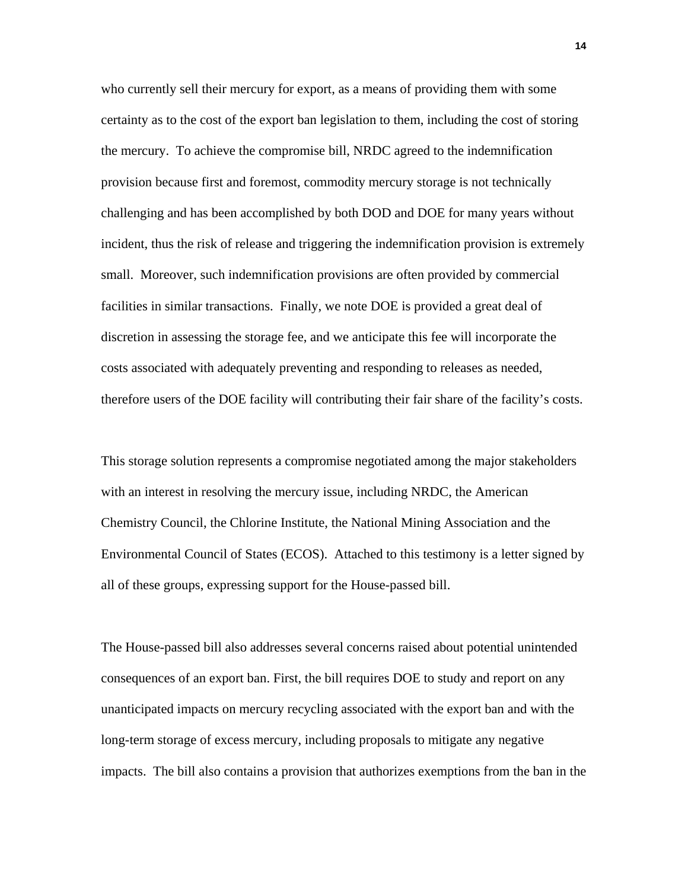who currently sell their mercury for export, as a means of providing them with some certainty as to the cost of the export ban legislation to them, including the cost of storing the mercury. To achieve the compromise bill, NRDC agreed to the indemnification provision because first and foremost, commodity mercury storage is not technically challenging and has been accomplished by both DOD and DOE for many years without incident, thus the risk of release and triggering the indemnification provision is extremely small. Moreover, such indemnification provisions are often provided by commercial facilities in similar transactions. Finally, we note DOE is provided a great deal of discretion in assessing the storage fee, and we anticipate this fee will incorporate the costs associated with adequately preventing and responding to releases as needed, therefore users of the DOE facility will contributing their fair share of the facility's costs.

This storage solution represents a compromise negotiated among the major stakeholders with an interest in resolving the mercury issue, including NRDC, the American Chemistry Council, the Chlorine Institute, the National Mining Association and the Environmental Council of States (ECOS). Attached to this testimony is a letter signed by all of these groups, expressing support for the House-passed bill.

The House-passed bill also addresses several concerns raised about potential unintended consequences of an export ban. First, the bill requires DOE to study and report on any unanticipated impacts on mercury recycling associated with the export ban and with the long-term storage of excess mercury, including proposals to mitigate any negative impacts. The bill also contains a provision that authorizes exemptions from the ban in the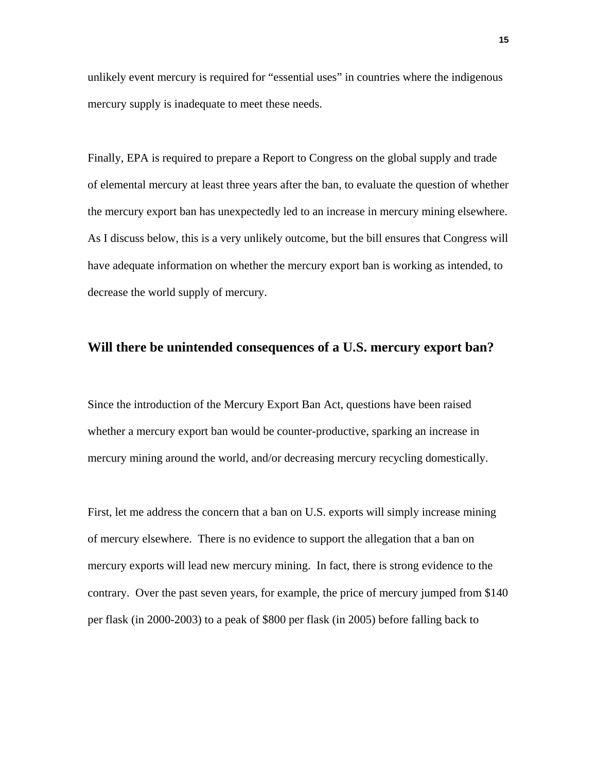unlikely event mercury is required for “essential uses” in countries where the indigenous mercury supply is inadequate to meet these needs.

Finally, EPA is required to prepare a Report to Congress on the global supply and trade of elemental mercury at least three years after the ban, to evaluate the question of whether the mercury export ban has unexpectedly led to an increase in mercury mining elsewhere. As I discuss below, this is a very unlikely outcome, but the bill ensures that Congress will have adequate information on whether the mercury export ban is working as intended, to decrease the world supply of mercury.

## Will there be unintended consequences of a U.S. mercury export ban?

Since the introduction of the Mercury Export Ban Act, questions have been raised whether a mercury export ban would be counter-productive, sparking an increase in mercury mining around the world, and/or decreasing mercury recycling domestically.

First, let me address the concern that a ban on U.S. exports will simply increase mining of mercury elsewhere. There is no evidence to support the allegation that a ban on mercury exports will lead new mercury mining. In fact, there is strong evidence to the contrary. Over the past seven years, for example, the price of mercury jumped from $140 per flask (in 2000-2003) to a peak of $800 per flask (in 2005) before falling back to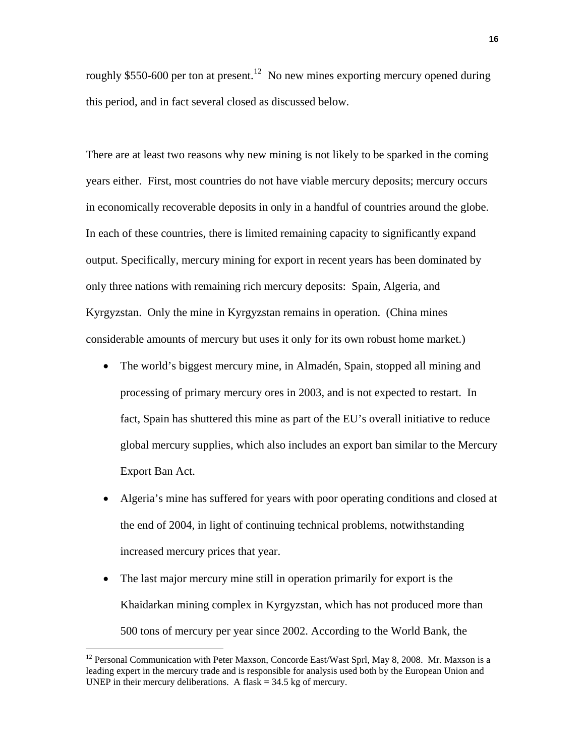roughly $550-600 per ton at present.[12] No new mines exporting mercury opened during this period, and in fact several closed as discussed below.

There are at least two reasons why new mining is not likely to be sparked in the coming years either. First, most countries do not have viable mercury deposits; mercury occurs in economically recoverable deposits in only in a handful of countries around the globe. In each of these countries, there is limited remaining capacity to significantly expand output. Specifically, mercury mining for export in recent years has been dominated by only three nations with remaining rich mercury deposits: Spain, Algeria, and Kyrgyzstan. Only the mine in Kyrgyzstan remains in operation. (China mines considerable amounts of mercury but uses it only for its own robust home market.)

- The world's biggest mercury mine, in Almadén, Spain, stopped all mining and processing of primary mercury ores in 2003, and is not expected to restart. In fact, Spain has shuttered this mine as part of the EU's overall initiative to reduce global mercury supplies, which also includes an export ban similar to the Mercury Export Ban Act.
- Algeria's mine has suffered for years with poor operating conditions and closed at the end of 2004, in light of continuing technical problems, notwithstanding increased mercury prices that year.
- The last major mercury mine still in operation primarily for export is the Khaidarkan mining complex in Kyrgyzstan, which has not produced more than 500 tons of mercury per year since 2002. According to the World Bank, the

[12] Personal Communication with Peter Maxson, Concorde East/Wast Sprl, May 8, 2008. Mr. Maxson is a leading expert in the mercury trade and is responsible for analysis used both by the European Union and UNEP in their mercury deliberations. A flask = 34.5 kg of mercury.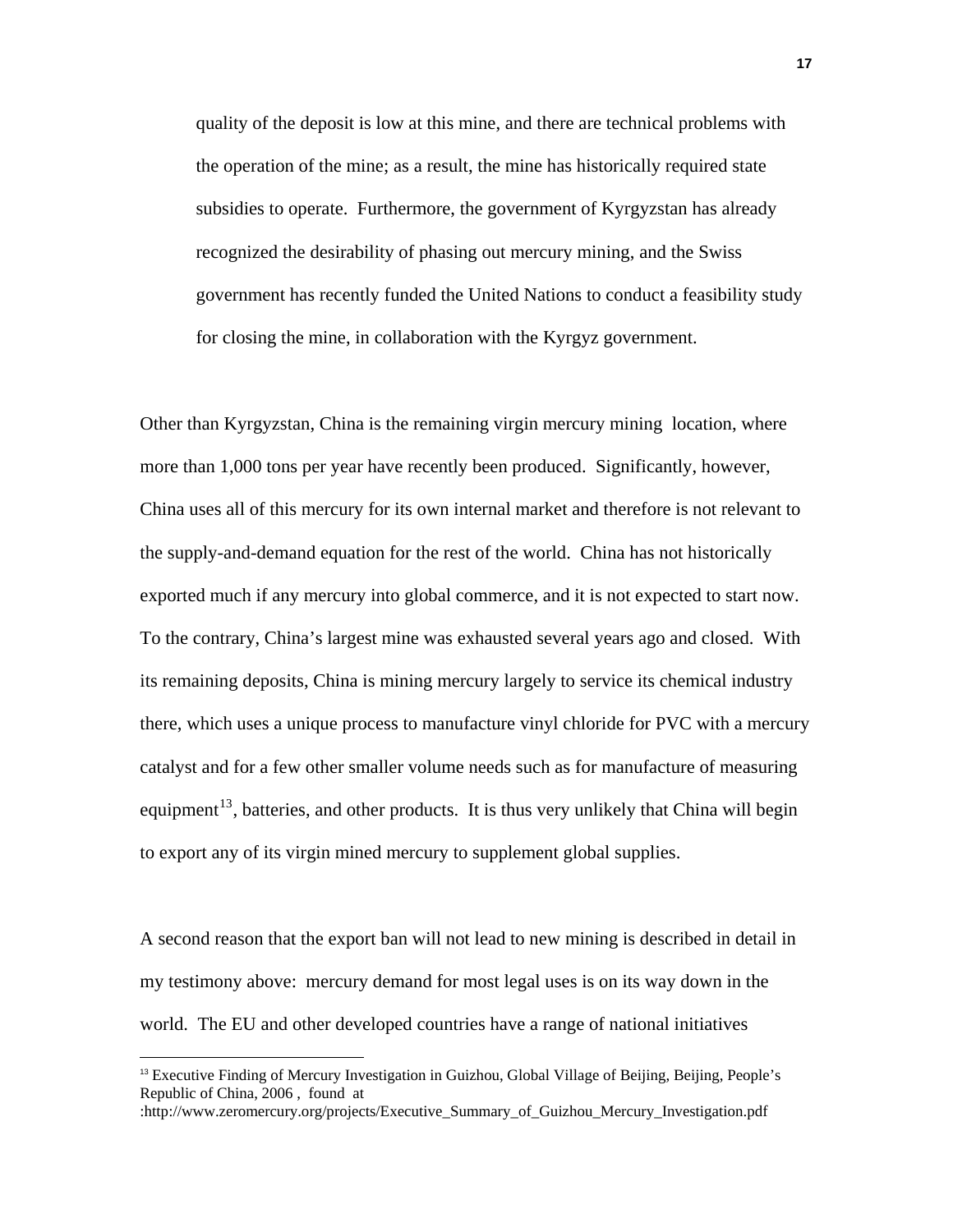quality of the deposit is low at this mine, and there are technical problems with the operation of the mine; as a result, the mine has historically required state subsidies to operate. Furthermore, the government of Kyrgyzstan has already recognized the desirability of phasing out mercury mining, and the Swiss government has recently funded the United Nations to conduct a feasibility study for closing the mine, in collaboration with the Kyrgyz government.

Other than Kyrgyzstan, China is the remaining virgin mercury mining location, where more than 1,000 tons per year have recently been produced. Significantly, however, China uses all of this mercury for its own internal market and therefore is not relevant to the supply-and-demand equation for the rest of the world. China has not historically exported much if any mercury into global commerce, and it is not expected to start now. To the contrary, China's largest mine was exhausted several years ago and closed. With its remaining deposits, China is mining mercury largely to service its chemical industry there, which uses a unique process to manufacture vinyl chloride for PVC with a mercury catalyst and for a few other smaller volume needs such as for manufacture of measuring equipment[13], batteries, and other products. It is thus very unlikely that China will begin to export any of its virgin mined mercury to supplement global supplies.

A second reason that the export ban will not lead to new mining is described in detail in my testimony above: mercury demand for most legal uses is on its way down in the world. The EU and other developed countries have a range of national initiatives

---

[13] Executive Finding of Mercury Investigation in Guizhou, Global Village of Beijing, Beijing, People's Republic of China, 2006 , found at :http://www.zeromercury.org/projects/Executive_Summary_of_Guizhou_Mercury_Investigation.pdf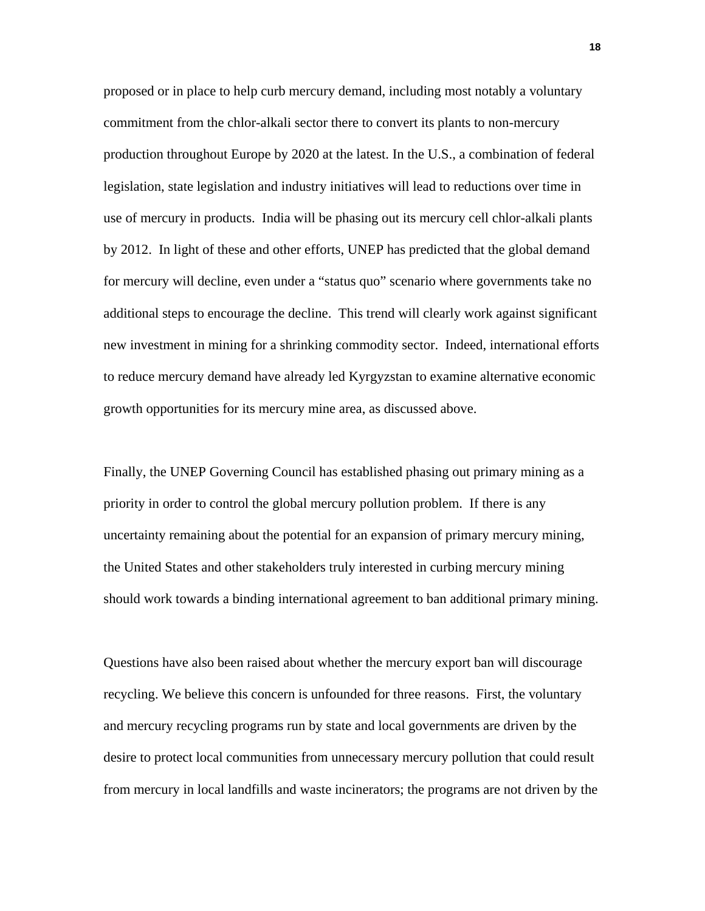proposed or in place to help curb mercury demand, including most notably a voluntary commitment from the chlor-alkali sector there to convert its plants to non-mercury production throughout Europe by 2020 at the latest. In the U.S., a combination of federal legislation, state legislation and industry initiatives will lead to reductions over time in use of mercury in products. India will be phasing out its mercury cell chlor-alkali plants by 2012. In light of these and other efforts, UNEP has predicted that the global demand for mercury will decline, even under a "status quo" scenario where governments take no additional steps to encourage the decline. This trend will clearly work against significant new investment in mining for a shrinking commodity sector. Indeed, international efforts to reduce mercury demand have already led Kyrgyzstan to examine alternative economic growth opportunities for its mercury mine area, as discussed above.

Finally, the UNEP Governing Council has established phasing out primary mining as a priority in order to control the global mercury pollution problem. If there is any uncertainty remaining about the potential for an expansion of primary mercury mining, the United States and other stakeholders truly interested in curbing mercury mining should work towards a binding international agreement to ban additional primary mining.

Questions have also been raised about whether the mercury export ban will discourage recycling. We believe this concern is unfounded for three reasons. First, the voluntary and mercury recycling programs run by state and local governments are driven by the desire to protect local communities from unnecessary mercury pollution that could result from mercury in local landfills and waste incinerators; the programs are not driven by the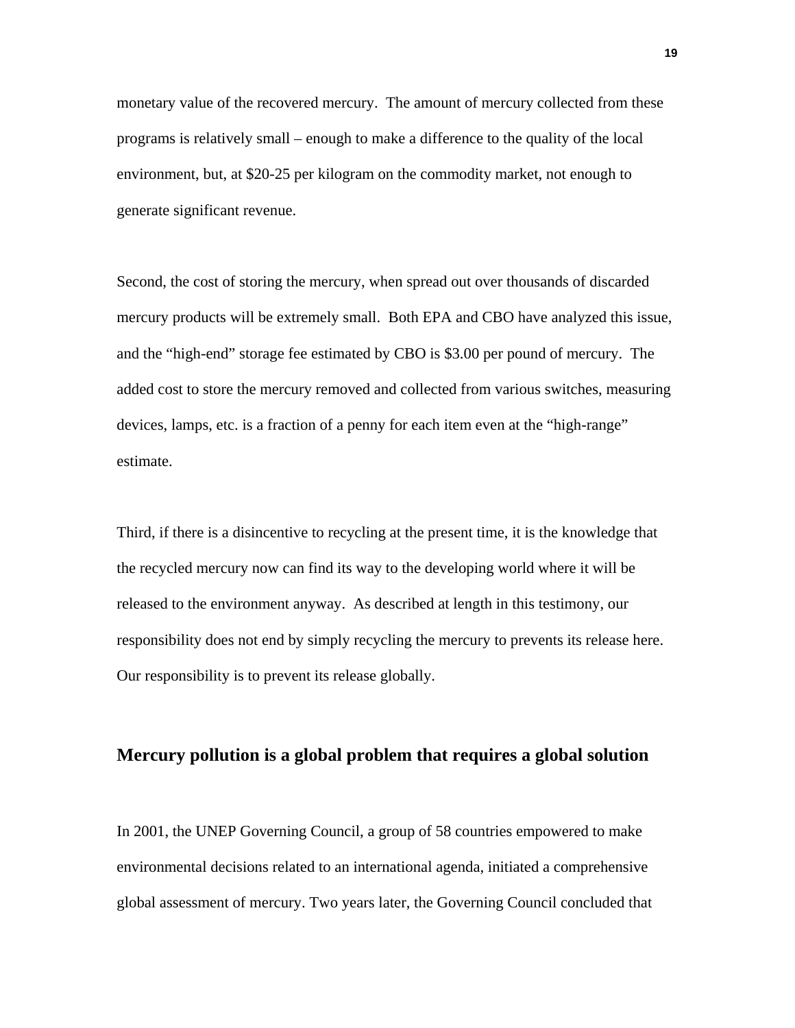monetary value of the recovered mercury. The amount of mercury collected from these programs is relatively small – enough to make a difference to the quality of the local environment, but, at $20-25 per kilogram on the commodity market, not enough to generate significant revenue.

Second, the cost of storing the mercury, when spread out over thousands of discarded mercury products will be extremely small. Both EPA and CBO have analyzed this issue, and the "high-end" storage fee estimated by CBO is $3.00 per pound of mercury. The added cost to store the mercury removed and collected from various switches, measuring devices, lamps, etc. is a fraction of a penny for each item even at the "high-range" estimate.

Third, if there is a disincentive to recycling at the present time, it is the knowledge that the recycled mercury now can find its way to the developing world where it will be released to the environment anyway. As described at length in this testimony, our responsibility does not end by simply recycling the mercury to prevents its release here. Our responsibility is to prevent its release globally.

## Mercury pollution is a global problem that requires a global solution

In 2001, the UNEP Governing Council, a group of 58 countries empowered to make environmental decisions related to an international agenda, initiated a comprehensive global assessment of mercury. Two years later, the Governing Council concluded that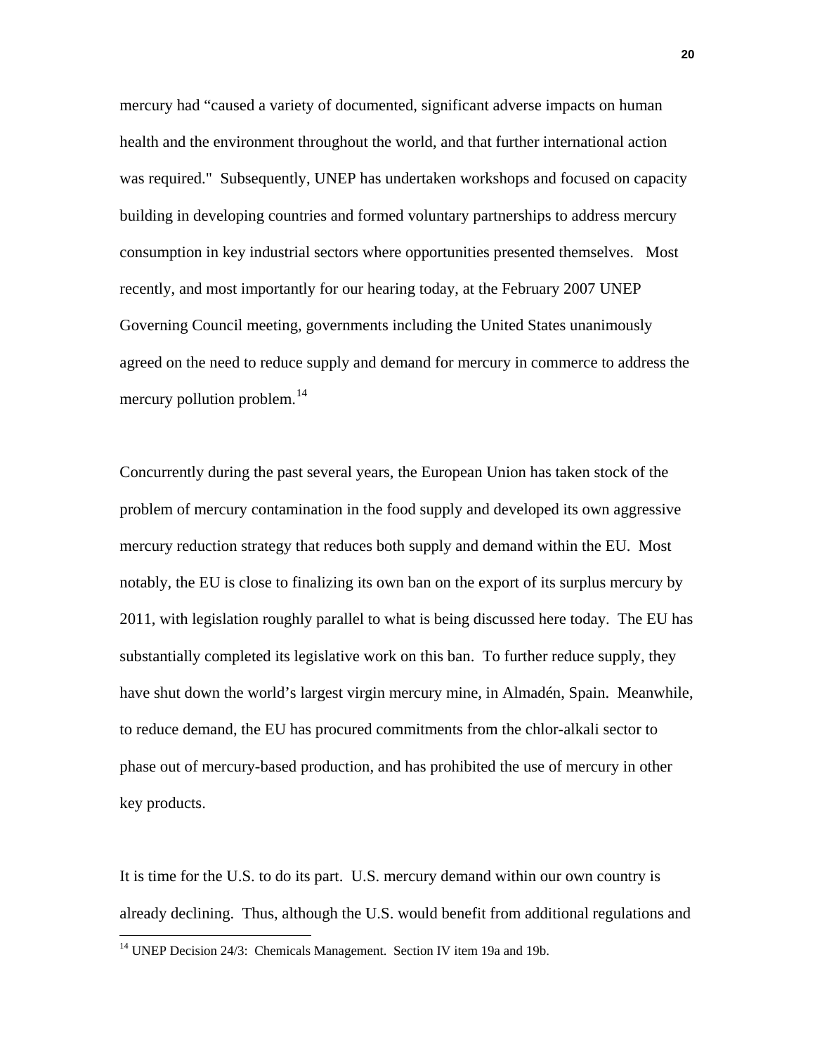mercury had "caused a variety of documented, significant adverse impacts on human health and the environment throughout the world, and that further international action was required." Subsequently, UNEP has undertaken workshops and focused on capacity building in developing countries and formed voluntary partnerships to address mercury consumption in key industrial sectors where opportunities presented themselves. Most recently, and most importantly for our hearing today, at the February 2007 UNEP Governing Council meeting, governments including the United States unanimously agreed on the need to reduce supply and demand for mercury in commerce to address the mercury pollution problem.[14]

Concurrently during the past several years, the European Union has taken stock of the problem of mercury contamination in the food supply and developed its own aggressive mercury reduction strategy that reduces both supply and demand within the EU. Most notably, the EU is close to finalizing its own ban on the export of its surplus mercury by 2011, with legislation roughly parallel to what is being discussed here today. The EU has substantially completed its legislative work on this ban. To further reduce supply, they have shut down the world's largest virgin mercury mine, in Almadén, Spain. Meanwhile, to reduce demand, the EU has procured commitments from the chlor-alkali sector to phase out of mercury-based production, and has prohibited the use of mercury in other key products.

It is time for the U.S. to do its part. U.S. mercury demand within our own country is already declining. Thus, although the U.S. would benefit from additional regulations and

[14] UNEP Decision 24/3: Chemicals Management. Section IV item 19a and 19b.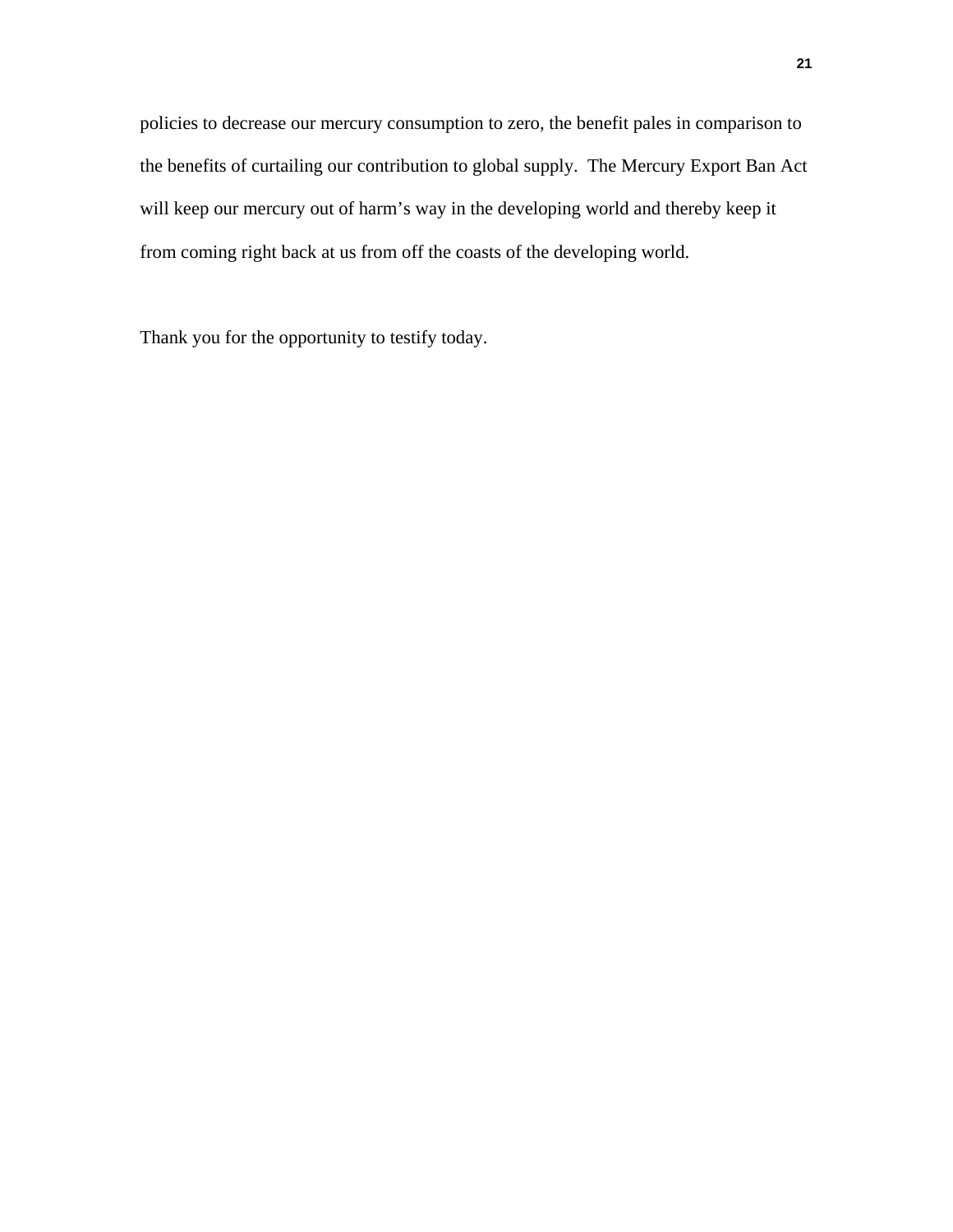policies to decrease our mercury consumption to zero, the benefit pales in comparison to the benefits of curtailing our contribution to global supply. The Mercury Export Ban Act will keep our mercury out of harm's way in the developing world and thereby keep it from coming right back at us from off the coasts of the developing world.

Thank you for the opportunity to testify today.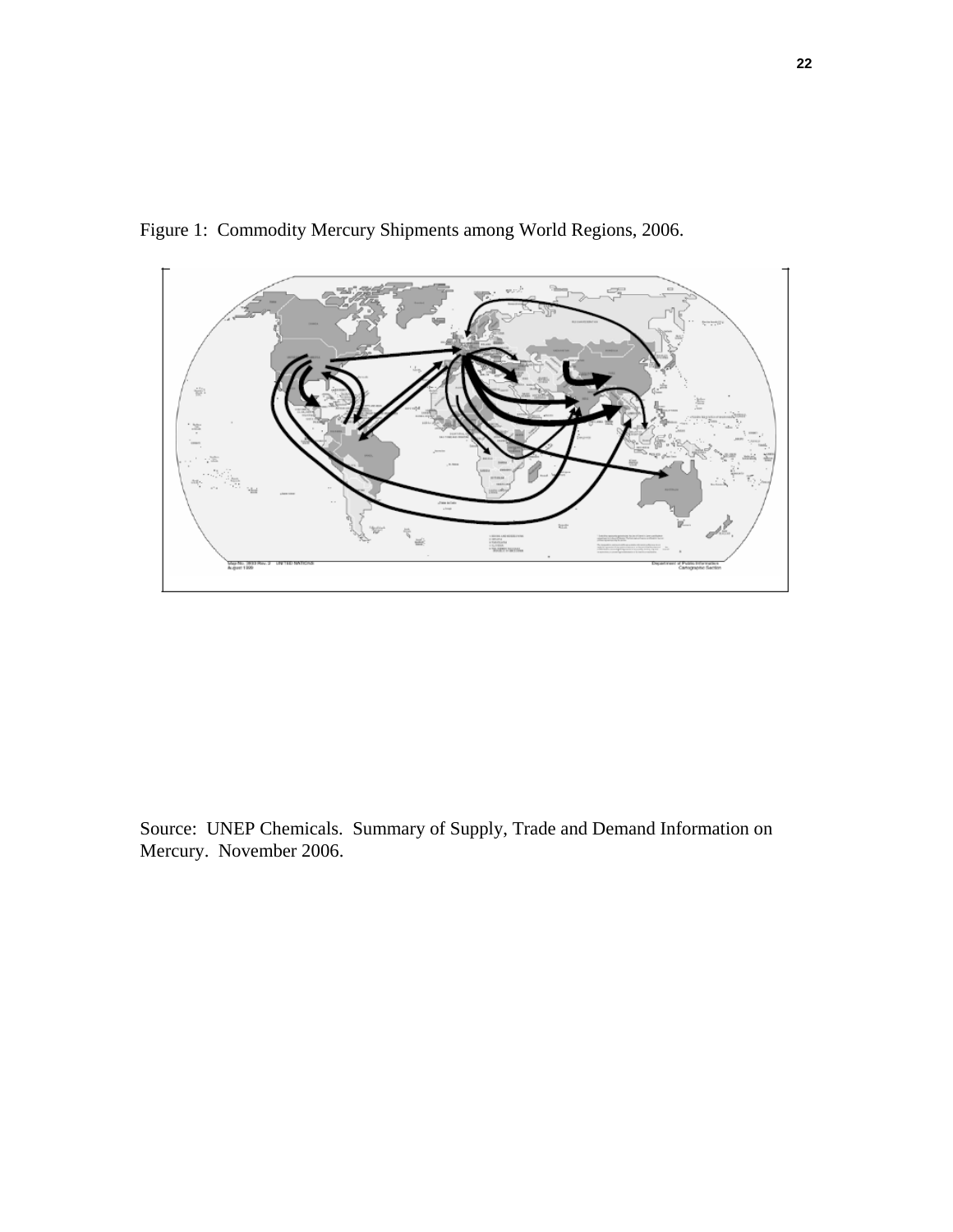Figure 1: Commodity Mercury Shipments among World Regions, 2006.

Source: UNEP Chemicals. Summary of Supply, Trade and Demand Information on Mercury. November 2006.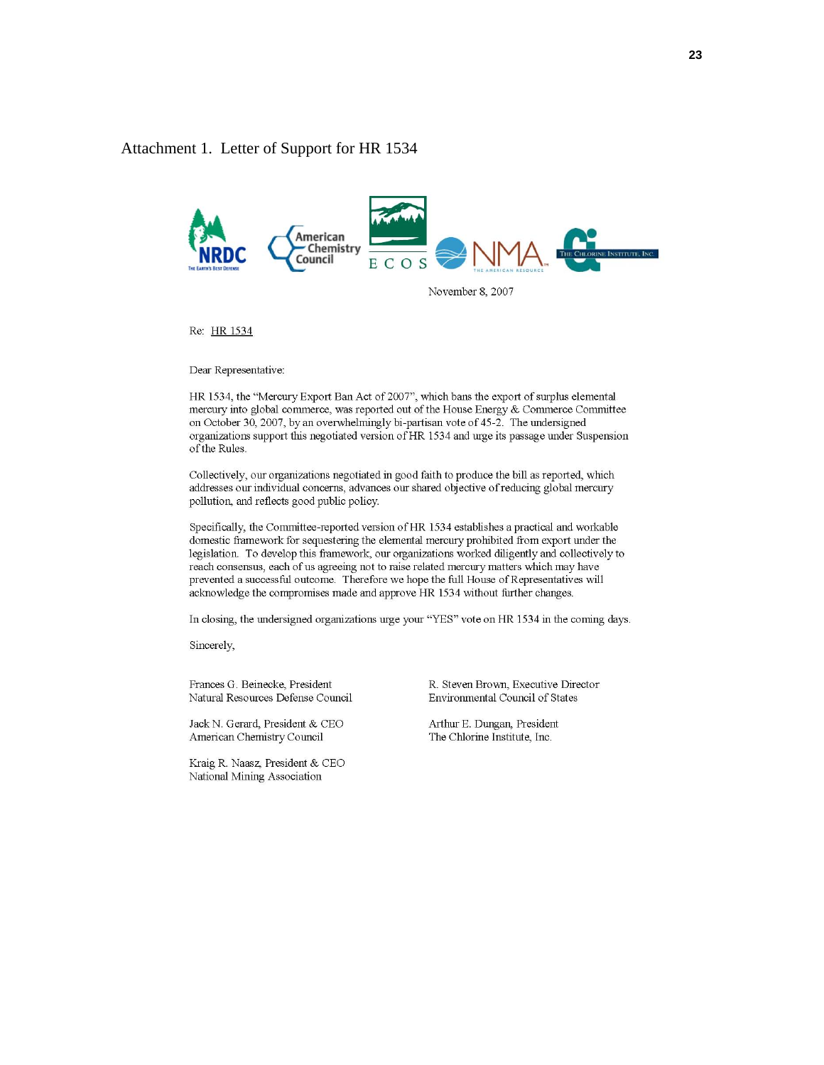Attachment 1. Letter of Support for HR 1534

NRDC
THE EARTH'S BEST DEFENSE

American Chemistry Council

ECOS

NMA
THE AMERICAN RESOURCE

THE CHLORINE INSTITUTE, INC.

November 8, 2007

Re: HR 1534

Dear Representative:

HR 1534, the "Mercury Export Ban Act of 2007", which bans the export of surplus elemental mercury into global commerce, was reported out of the House Energy & Commerce Committee on October 30, 2007, by an overwhelmingly bi-partisan vote of 45-2. The undersigned organizations support this negotiated version of HR 1534 and urge its passage under Suspension of the Rules.

Collectively, our organizations negotiated in good faith to produce the bill as reported, which addresses our individual concerns, advances our shared objective of reducing global mercury pollution, and reflects good public policy.

Specifically, the Committee-reported version of HR 1534 establishes a practical and workable domestic framework for sequestering the elemental mercury prohibited from export under the legislation. To develop this framework, our organizations worked diligently and collectively to reach consensus, each of us agreeing not to raise related mercury matters which may have prevented a successful outcome. Therefore we hope the full House of Representatives will acknowledge the compromises made and approve HR 1534 without further changes.

In closing, the undersigned organizations urge your "YES" vote on HR 1534 in the coming days.

Sincerely,

Frances G. Beinecke, President
Natural Resources Defense Council

R. Steven Brown, Executive Director
Environmental Council of States

Jack N. Gerard, President & CEO
American Chemistry Council

Arthur E. Dungan, President
The Chlorine Institute, Inc.

Kraig R. Naasz, President & CEO
National Mining Association